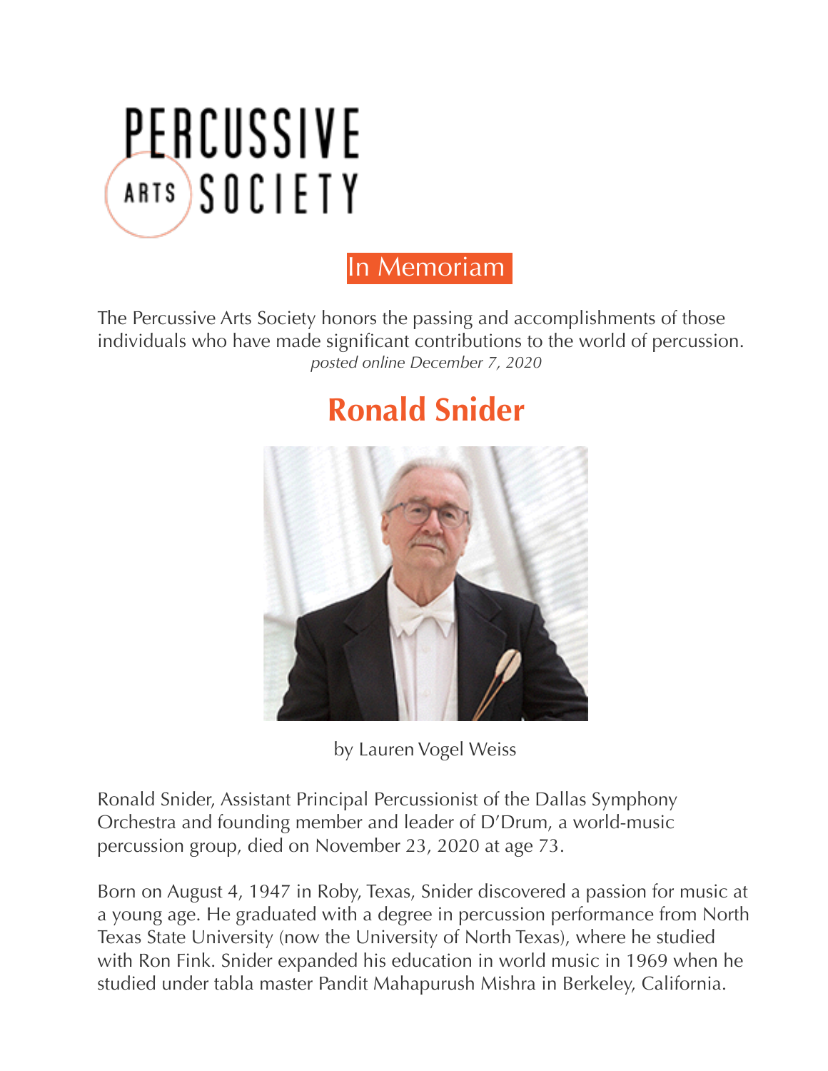PERCUSSIVE ARTS SOCIETY

## In Memoriam

The Percussive Arts Society honors the passing and accomplishments of those individuals who have made significant contributions to the world of percussion.

*posted online December 7, 2020*

# Ronald Snider

by Lauren Vogel Weiss

Ronald Snider, Assistant Principal Percussionist of the Dallas Symphony Orchestra and founding member and leader of D'Drum, a world-music percussion group, died on November 23, 2020 at age 73.

Born on August 4, 1947 in Roby, Texas, Snider discovered a passion for music at a young age. He graduated with a degree in percussion performance from North Texas State University (now the University of North Texas), where he studied with Ron Fink. Snider expanded his education in world music in 1969 when he studied under tabla master Pandit Mahapurush Mishra in Berkeley, California.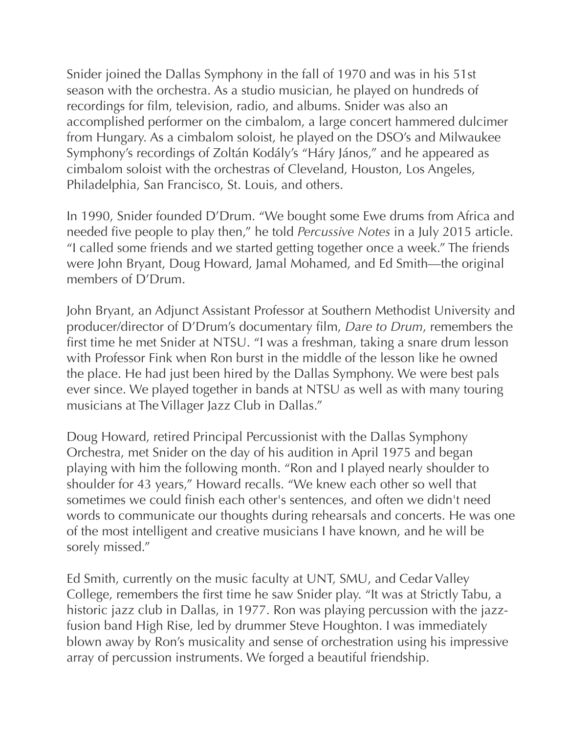Snider joined the Dallas Symphony in the fall of 1970 and was in his 51st season with the orchestra. As a studio musician, he played on hundreds of recordings for film, television, radio, and albums. Snider was also an accomplished performer on the cimbalom, a large concert hammered dulcimer from Hungary. As a cimbalom soloist, he played on the DSO's and Milwaukee Symphony's recordings of Zoltán Kodály's "Háry János," and he appeared as cimbalom soloist with the orchestras of Cleveland, Houston, Los Angeles, Philadelphia, San Francisco, St. Louis, and others.

In 1990, Snider founded D'Drum. "We bought some Ewe drums from Africa and needed five people to play then," he told *Percussive Notes* in a July 2015 article. "I called some friends and we started getting together once a week." The friends were John Bryant, Doug Howard, Jamal Mohamed, and Ed Smith—the original members of D'Drum.

John Bryant, an Adjunct Assistant Professor at Southern Methodist University and producer/director of D'Drum's documentary film, *Dare to Drum*, remembers the first time he met Snider at NTSU. "I was a freshman, taking a snare drum lesson with Professor Fink when Ron burst in the middle of the lesson like he owned the place. He had just been hired by the Dallas Symphony. We were best pals ever since. We played together in bands at NTSU as well as with many touring musicians at The Villager Jazz Club in Dallas."

Doug Howard, retired Principal Percussionist with the Dallas Symphony Orchestra, met Snider on the day of his audition in April 1975 and began playing with him the following month. "Ron and I played nearly shoulder to shoulder for 43 years," Howard recalls. "We knew each other so well that sometimes we could finish each other's sentences, and often we didn't need words to communicate our thoughts during rehearsals and concerts. He was one of the most intelligent and creative musicians I have known, and he will be sorely missed."

Ed Smith, currently on the music faculty at UNT, SMU, and Cedar Valley College, remembers the first time he saw Snider play. "It was at Strictly Tabu, a historic jazz club in Dallas, in 1977. Ron was playing percussion with the jazz-fusion band High Rise, led by drummer Steve Houghton. I was immediately blown away by Ron's musicality and sense of orchestration using his impressive array of percussion instruments. We forged a beautiful friendship.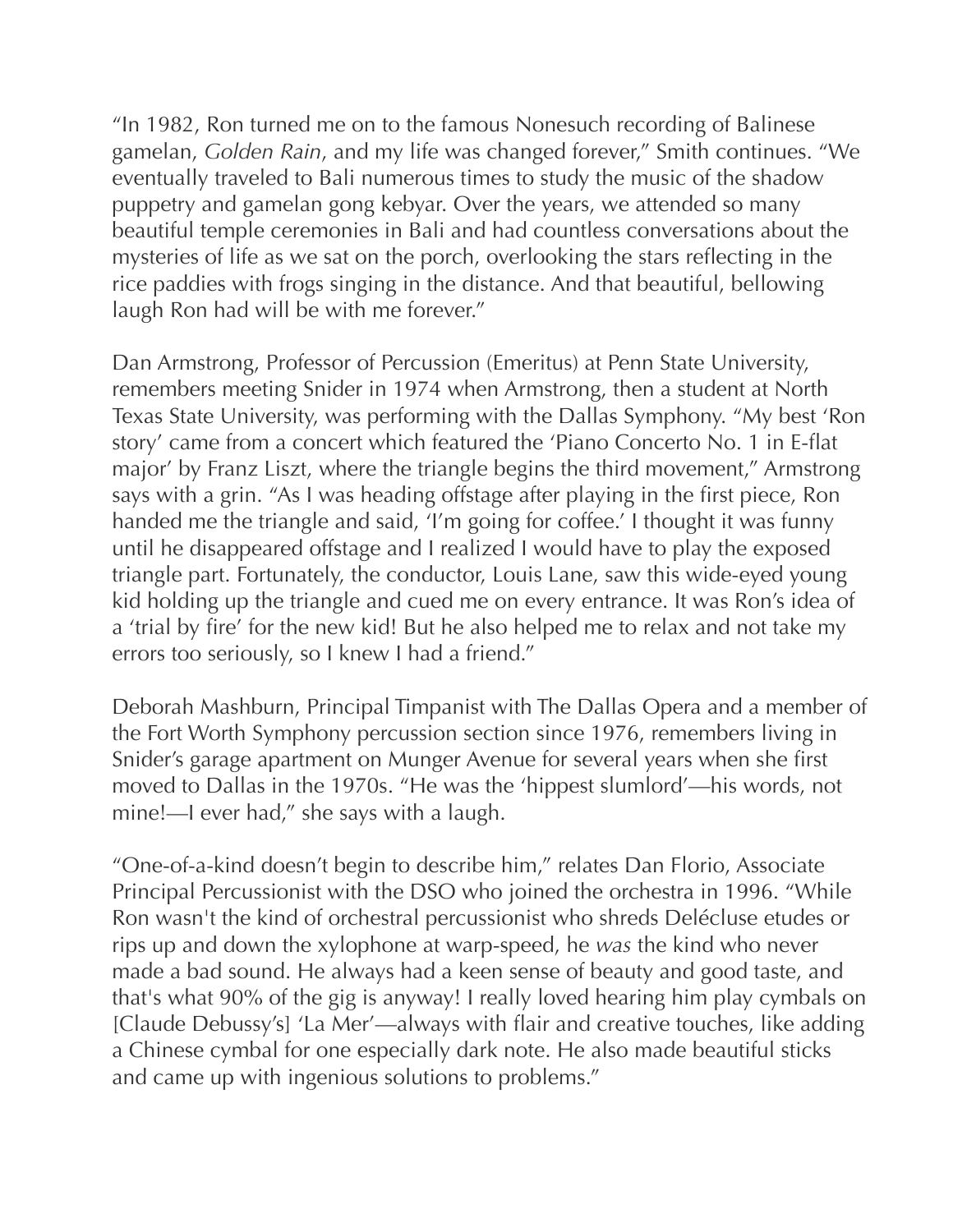"In 1982, Ron turned me on to the famous Nonesuch recording of Balinese gamelan, *Golden Rain*, and my life was changed forever," Smith continues. "We eventually traveled to Bali numerous times to study the music of the shadow puppetry and gamelan gong kebyar. Over the years, we attended so many beautiful temple ceremonies in Bali and had countless conversations about the mysteries of life as we sat on the porch, overlooking the stars reflecting in the rice paddies with frogs singing in the distance. And that beautiful, bellowing laugh Ron had will be with me forever."

Dan Armstrong, Professor of Percussion (Emeritus) at Penn State University, remembers meeting Snider in 1974 when Armstrong, then a student at North Texas State University, was performing with the Dallas Symphony. "My best 'Ron story' came from a concert which featured the 'Piano Concerto No. 1 in E-flat major' by Franz Liszt, where the triangle begins the third movement," Armstrong says with a grin. "As I was heading offstage after playing in the first piece, Ron handed me the triangle and said, 'I'm going for coffee.' I thought it was funny until he disappeared offstage and I realized I would have to play the exposed triangle part. Fortunately, the conductor, Louis Lane, saw this wide-eyed young kid holding up the triangle and cued me on every entrance. It was Ron's idea of a 'trial by fire' for the new kid! But he also helped me to relax and not take my errors too seriously, so I knew I had a friend."

Deborah Mashburn, Principal Timpanist with The Dallas Opera and a member of the Fort Worth Symphony percussion section since 1976, remembers living in Snider's garage apartment on Munger Avenue for several years when she first moved to Dallas in the 1970s. "He was the 'hippest slumlord'—his words, not mine!—I ever had," she says with a laugh.

"One-of-a-kind doesn't begin to describe him," relates Dan Florio, Associate Principal Percussionist with the DSO who joined the orchestra in 1996. "While Ron wasn't the kind of orchestral percussionist who shreds Delécluse etudes or rips up and down the xylophone at warp-speed, he *was* the kind who never made a bad sound. He always had a keen sense of beauty and good taste, and that's what 90% of the gig is anyway! I really loved hearing him play cymbals on [Claude Debussy's] 'La Mer'—always with flair and creative touches, like adding a Chinese cymbal for one especially dark note. He also made beautiful sticks and came up with ingenious solutions to problems."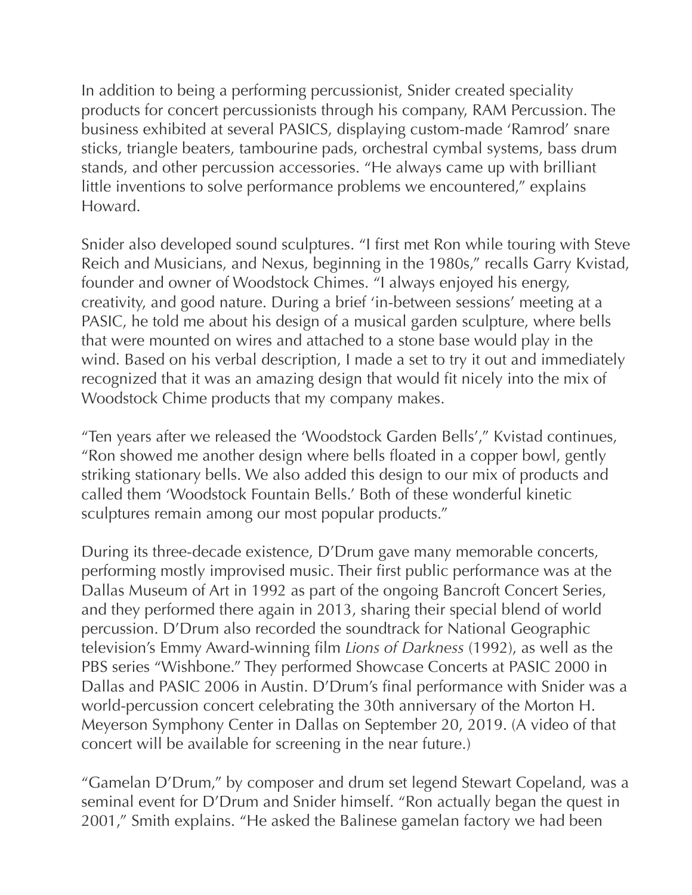In addition to being a performing percussionist, Snider created speciality products for concert percussionists through his company, RAM Percussion. The business exhibited at several PASICS, displaying custom-made 'Ramrod' snare sticks, triangle beaters, tambourine pads, orchestral cymbal systems, bass drum stands, and other percussion accessories. "He always came up with brilliant little inventions to solve performance problems we encountered," explains Howard.

Snider also developed sound sculptures. "I first met Ron while touring with Steve Reich and Musicians, and Nexus, beginning in the 1980s," recalls Garry Kvistad, founder and owner of Woodstock Chimes. "I always enjoyed his energy, creativity, and good nature. During a brief 'in-between sessions' meeting at a PASIC, he told me about his design of a musical garden sculpture, where bells that were mounted on wires and attached to a stone base would play in the wind. Based on his verbal description, I made a set to try it out and immediately recognized that it was an amazing design that would fit nicely into the mix of Woodstock Chime products that my company makes.

"Ten years after we released the 'Woodstock Garden Bells'," Kvistad continues, "Ron showed me another design where bells floated in a copper bowl, gently striking stationary bells. We also added this design to our mix of products and called them 'Woodstock Fountain Bells.' Both of these wonderful kinetic sculptures remain among our most popular products."

During its three-decade existence, D'Drum gave many memorable concerts, performing mostly improvised music. Their first public performance was at the Dallas Museum of Art in 1992 as part of the ongoing Bancroft Concert Series, and they performed there again in 2013, sharing their special blend of world percussion. D'Drum also recorded the soundtrack for National Geographic television's Emmy Award-winning film *Lions of Darkness* (1992), as well as the PBS series "Wishbone." They performed Showcase Concerts at PASIC 2000 in Dallas and PASIC 2006 in Austin. D'Drum's final performance with Snider was a world-percussion concert celebrating the 30th anniversary of the Morton H. Meyerson Symphony Center in Dallas on September 20, 2019. (A video of that concert will be available for screening in the near future.)

"Gamelan D'Drum," by composer and drum set legend Stewart Copeland, was a seminal event for D'Drum and Snider himself. "Ron actually began the quest in 2001," Smith explains. "He asked the Balinese gamelan factory we had been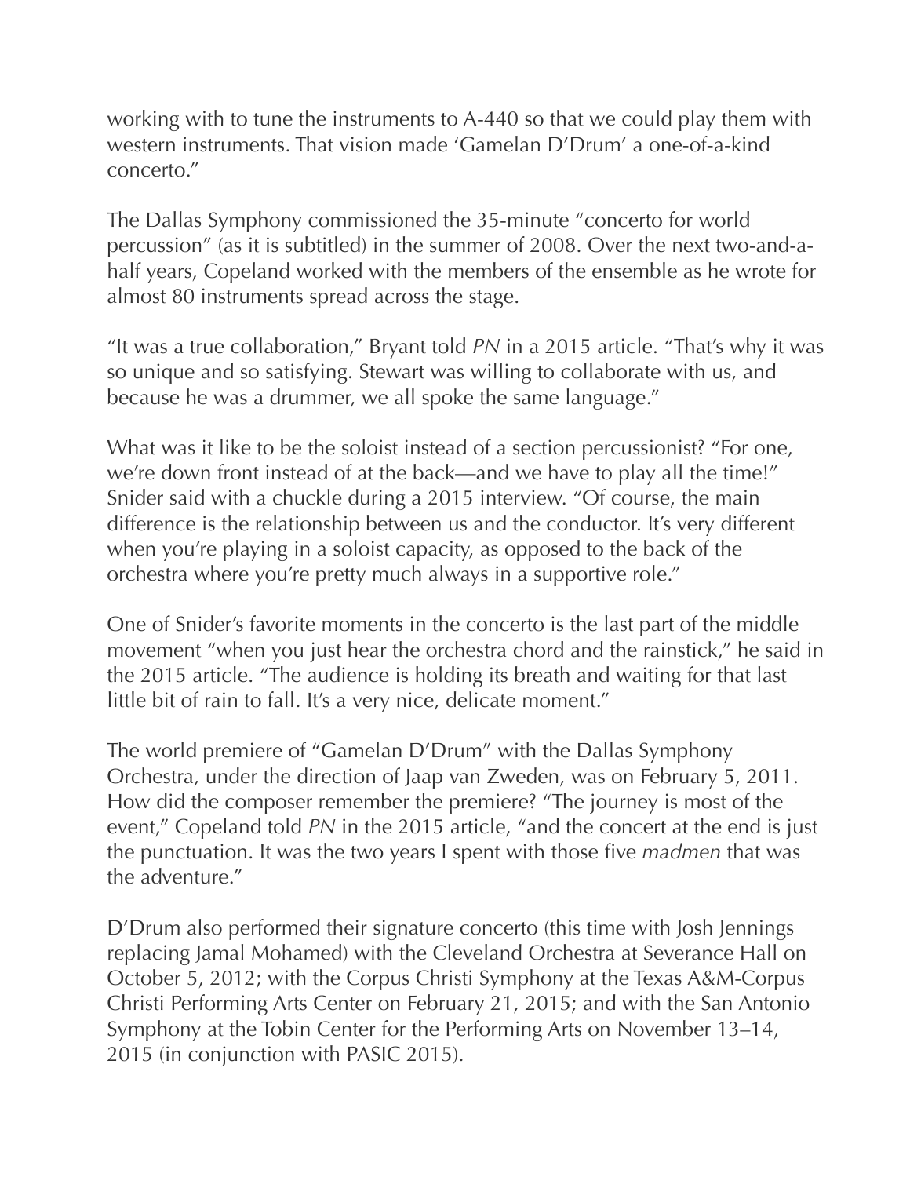working with to tune the instruments to A-440 so that we could play them with western instruments. That vision made 'Gamelan D'Drum' a one-of-a-kind concerto."

The Dallas Symphony commissioned the 35-minute "concerto for world percussion" (as it is subtitled) in the summer of 2008. Over the next two-and-a-half years, Copeland worked with the members of the ensemble as he wrote for almost 80 instruments spread across the stage.

"It was a true collaboration," Bryant told *PN* in a 2015 article. "That's why it was so unique and so satisfying. Stewart was willing to collaborate with us, and because he was a drummer, we all spoke the same language."

What was it like to be the soloist instead of a section percussionist? "For one, we're down front instead of at the back—and we have to play all the time!" Snider said with a chuckle during a 2015 interview. "Of course, the main difference is the relationship between us and the conductor. It's very different when you're playing in a soloist capacity, as opposed to the back of the orchestra where you're pretty much always in a supportive role."

One of Snider's favorite moments in the concerto is the last part of the middle movement "when you just hear the orchestra chord and the rainstick," he said in the 2015 article. "The audience is holding its breath and waiting for that last little bit of rain to fall. It's a very nice, delicate moment."

The world premiere of "Gamelan D'Drum" with the Dallas Symphony Orchestra, under the direction of Jaap van Zweden, was on February 5, 2011. How did the composer remember the premiere? "The journey is most of the event," Copeland told *PN* in the 2015 article, "and the concert at the end is just the punctuation. It was the two years I spent with those five *madmen* that was the adventure."

D'Drum also performed their signature concerto (this time with Josh Jennings replacing Jamal Mohamed) with the Cleveland Orchestra at Severance Hall on October 5, 2012; with the Corpus Christi Symphony at the Texas A&M-Corpus Christi Performing Arts Center on February 21, 2015; and with the San Antonio Symphony at the Tobin Center for the Performing Arts on November 13–14, 2015 (in conjunction with PASIC 2015).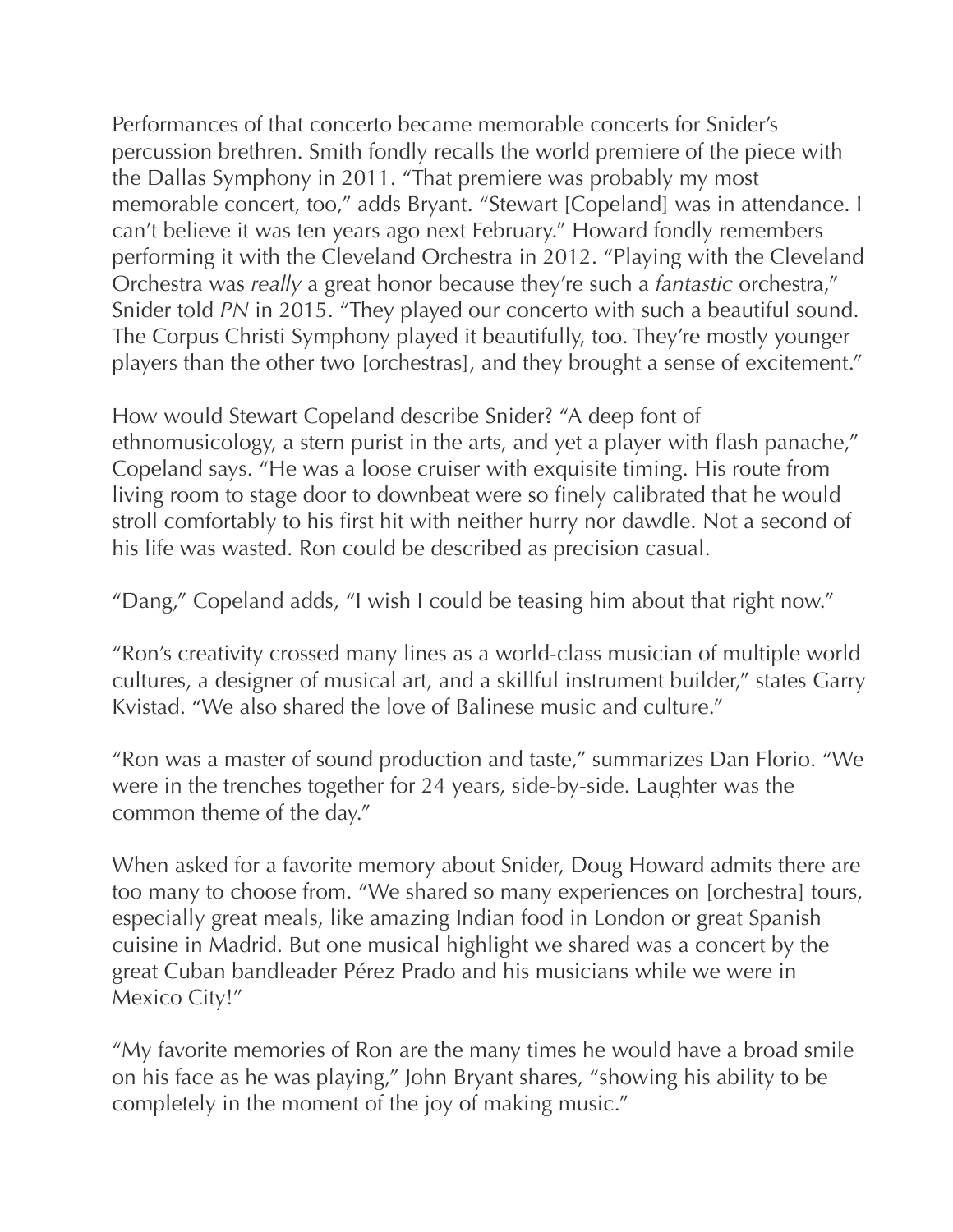Performances of that concerto became memorable concerts for Snider's percussion brethren. Smith fondly recalls the world premiere of the piece with the Dallas Symphony in 2011. "That premiere was probably my most memorable concert, too," adds Bryant. "Stewart [Copeland] was in attendance. I can't believe it was ten years ago next February." Howard fondly remembers performing it with the Cleveland Orchestra in 2012. "Playing with the Cleveland Orchestra was *really* a great honor because they're such a *fantastic* orchestra," Snider told *PN* in 2015. "They played our concerto with such a beautiful sound. The Corpus Christi Symphony played it beautifully, too. They're mostly younger players than the other two [orchestras], and they brought a sense of excitement."

How would Stewart Copeland describe Snider? "A deep font of ethnomusicology, a stern purist in the arts, and yet a player with flash panache," Copeland says. "He was a loose cruiser with exquisite timing. His route from living room to stage door to downbeat were so finely calibrated that he would stroll comfortably to his first hit with neither hurry nor dawdle. Not a second of his life was wasted. Ron could be described as precision casual.

"Dang," Copeland adds, "I wish I could be teasing him about that right now."

"Ron's creativity crossed many lines as a world-class musician of multiple world cultures, a designer of musical art, and a skillful instrument builder," states Garry Kvistad. "We also shared the love of Balinese music and culture."

"Ron was a master of sound production and taste," summarizes Dan Florio. "We were in the trenches together for 24 years, side-by-side. Laughter was the common theme of the day."

When asked for a favorite memory about Snider, Doug Howard admits there are too many to choose from. "We shared so many experiences on [orchestra] tours, especially great meals, like amazing Indian food in London or great Spanish cuisine in Madrid. But one musical highlight we shared was a concert by the great Cuban bandleader Pérez Prado and his musicians while we were in Mexico City!"

"My favorite memories of Ron are the many times he would have a broad smile on his face as he was playing," John Bryant shares, "showing his ability to be completely in the moment of the joy of making music."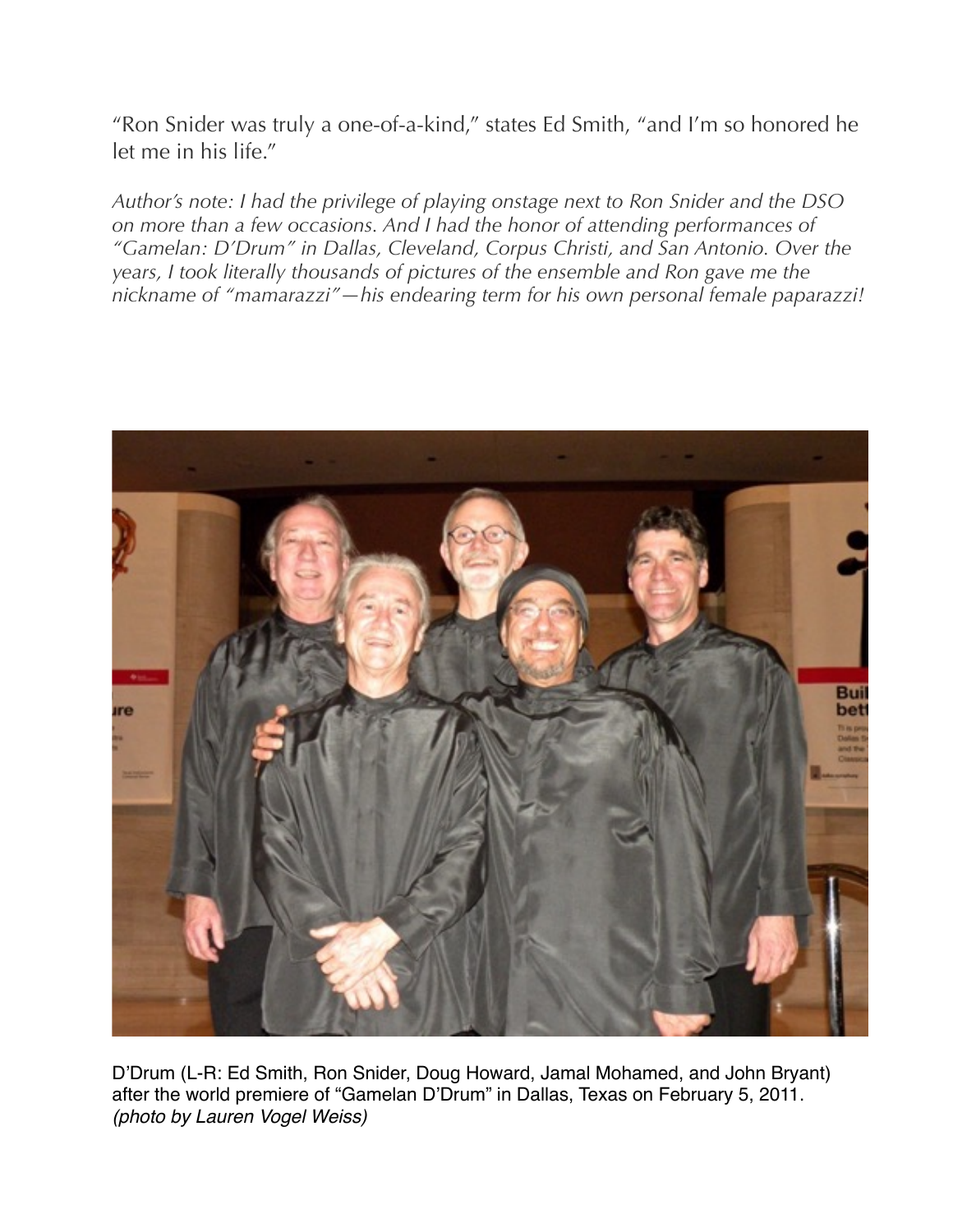"Ron Snider was truly a one-of-a-kind," states Ed Smith, "and I'm so honored he let me in his life."

*Author's note: I had the privilege of playing onstage next to Ron Snider and the DSO on more than a few occasions. And I had the honor of attending performances of "Gamelan: D'Drum" in Dallas, Cleveland, Corpus Christi, and San Antonio. Over the years, I took literally thousands of pictures of the ensemble and Ron gave me the nickname of "mamarazzi"—his endearing term for his own personal female paparazzi!*

D'Drum (L-R: Ed Smith, Ron Snider, Doug Howard, Jamal Mohamed, and John Bryant) after the world premiere of "Gamelan D'Drum" in Dallas, Texas on February 5, 2011. *(photo by Lauren Vogel Weiss)*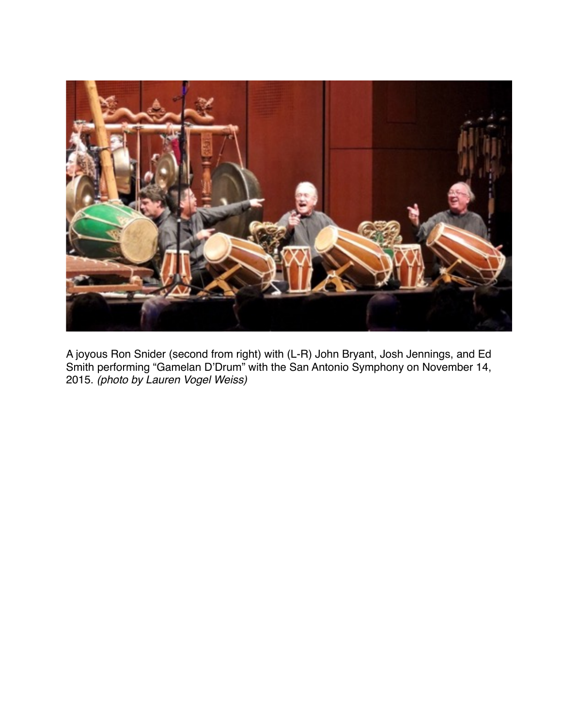A joyous Ron Snider (second from right) with (L-R) John Bryant, Josh Jennings, and Ed Smith performing "Gamelan D'Drum" with the San Antonio Symphony on November 14, 2015. *(photo by Lauren Vogel Weiss)*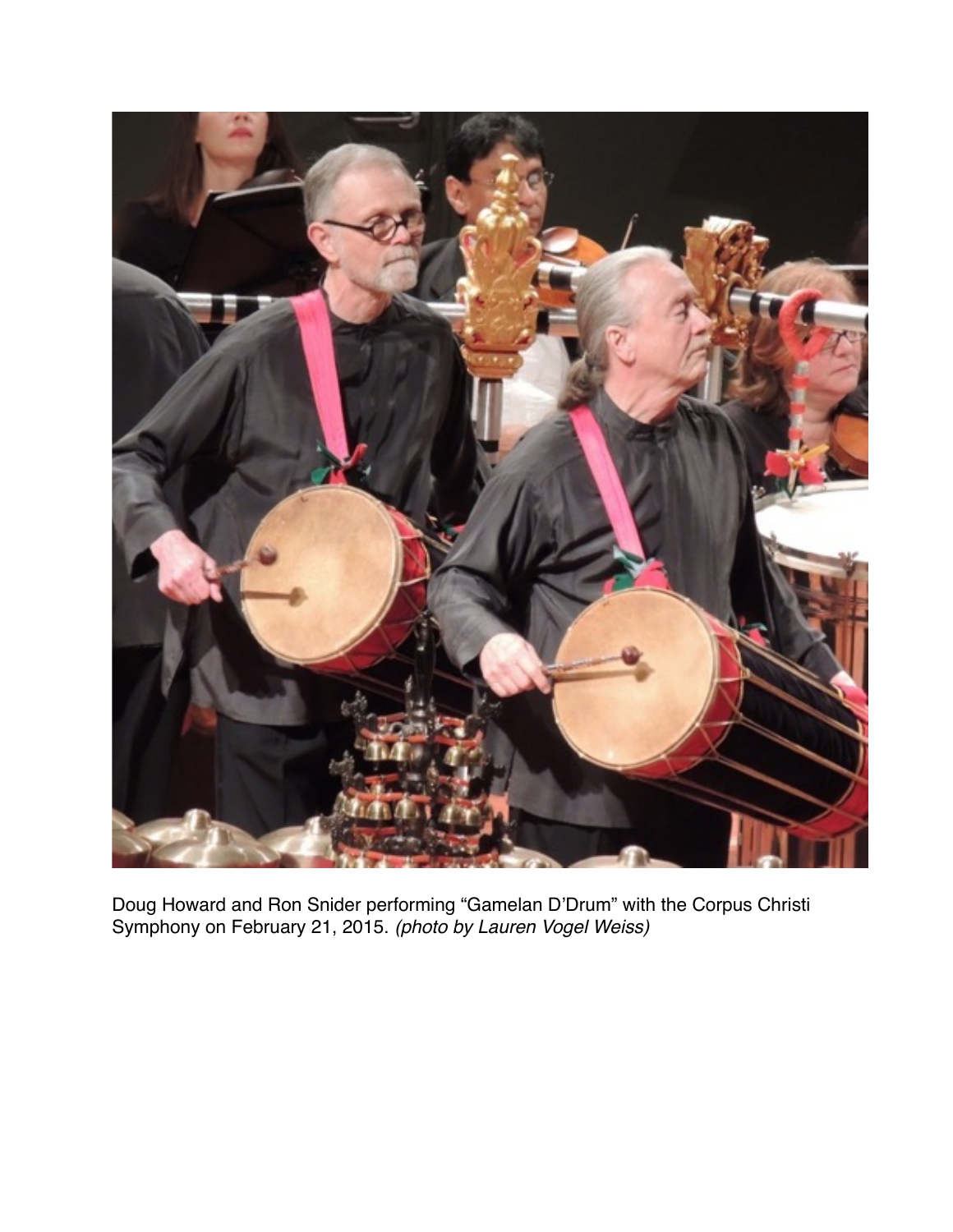Doug Howard and Ron Snider performing "Gamelan D'Drum" with the Corpus Christi Symphony on February 21, 2015. *(photo by Lauren Vogel Weiss)*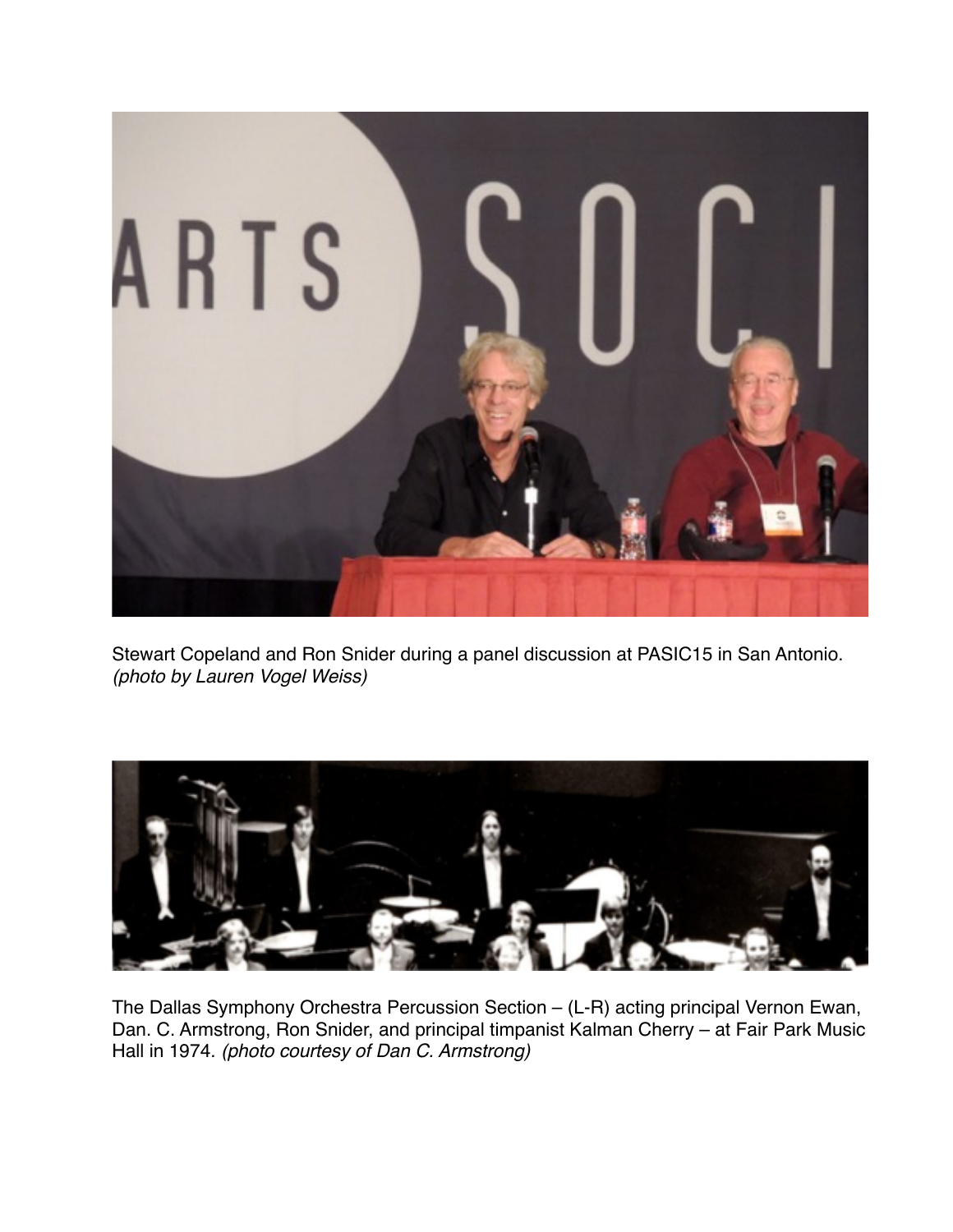Stewart Copeland and Ron Snider during a panel discussion at PASIC15 in San Antonio. *(photo by Lauren Vogel Weiss)*

The Dallas Symphony Orchestra Percussion Section – (L-R) acting principal Vernon Ewan, Dan. C. Armstrong, Ron Snider, and principal timpanist Kalman Cherry – at Fair Park Music Hall in 1974. *(photo courtesy of Dan C. Armstrong)*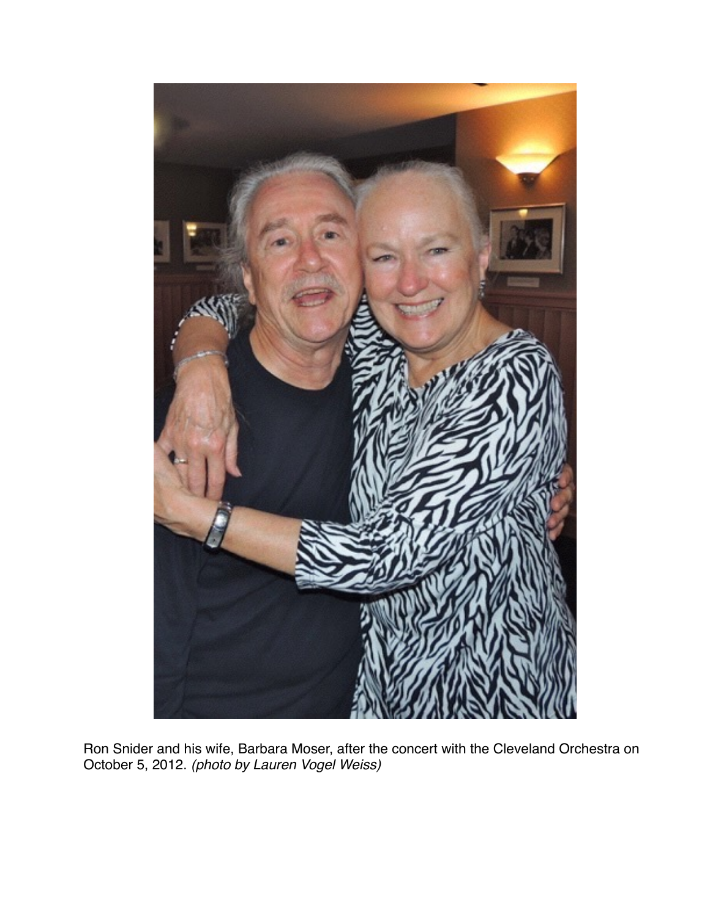Ron Snider and his wife, Barbara Moser, after the concert with the Cleveland Orchestra on October 5, 2012. *(photo by Lauren Vogel Weiss)*